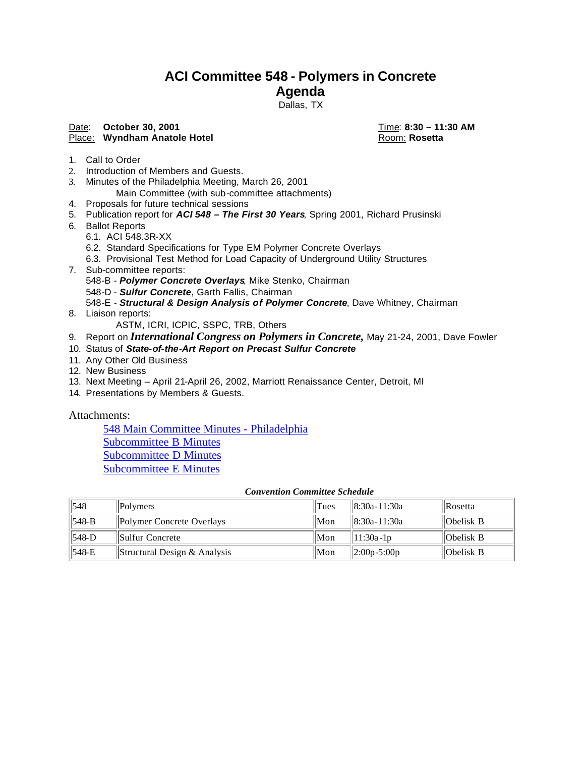# ACI Committee 548 - Polymers in Concrete
# Agenda

Dallas, TX

Date: **October 30, 2001** Time: **8:30 – 11:30 AM**
Place: **Wyndham Anatole Hotel** Room: **Rosetta**

1. Call to Order
2. Introduction of Members and Guests.
3. Minutes of the Philadelphia Meeting, March 26, 2001
   Main Committee (with sub-committee attachments)
4. Proposals for future technical sessions
5. Publication report for ***ACI 548 – The First 30 Years***, Spring 2001, Richard Prusinski
6. Ballot Reports
   6.1. ACI 548.3R-XX
   6.2. Standard Specifications for Type EM Polymer Concrete Overlays
   6.3. Provisional Test Method for Load Capacity of Underground Utility Structures
7. Sub-committee reports:
   548-B - ***Polymer Concrete Overlays***, Mike Stenko, Chairman
   548-D - ***Sulfur Concrete***, Garth Fallis, Chairman
   548-E - ***Structural & Design Analysis of Polymer Concrete***, Dave Whitney, Chairman
8. Liaison reports:
   ASTM, ICRI, ICPIC, SSPC, TRB, Others
9. Report on ***International Congress on Polymers in Concrete,*** May 21-24, 2001, Dave Fowler
10. Status of ***State-of-the-Art Report on Precast Sulfur Concrete***
11. Any Other Old Business
12. New Business
13. Next Meeting – April 21-April 26, 2002, Marriott Renaissance Center, Detroit, MI
14. Presentations by Members & Guests.

Attachments:

548 Main Committee Minutes - Philadelphia
Subcommittee B Minutes
Subcommittee D Minutes
Subcommittee E Minutes

***Convention Committee Schedule***

| | | | | |
|---|---|---|---|---|
| 548 | Polymers | Tues | 8:30a-11:30a | Rosetta |
| 548-B | Polymer Concrete Overlays | Mon | 8:30a-11:30a | Obelisk B |
| 548-D | Sulfur Concrete | Mon | 11:30a-1p | Obelisk B |
| 548-E | Structural Design & Analysis | Mon | 2:00p-5:00p | Obelisk B |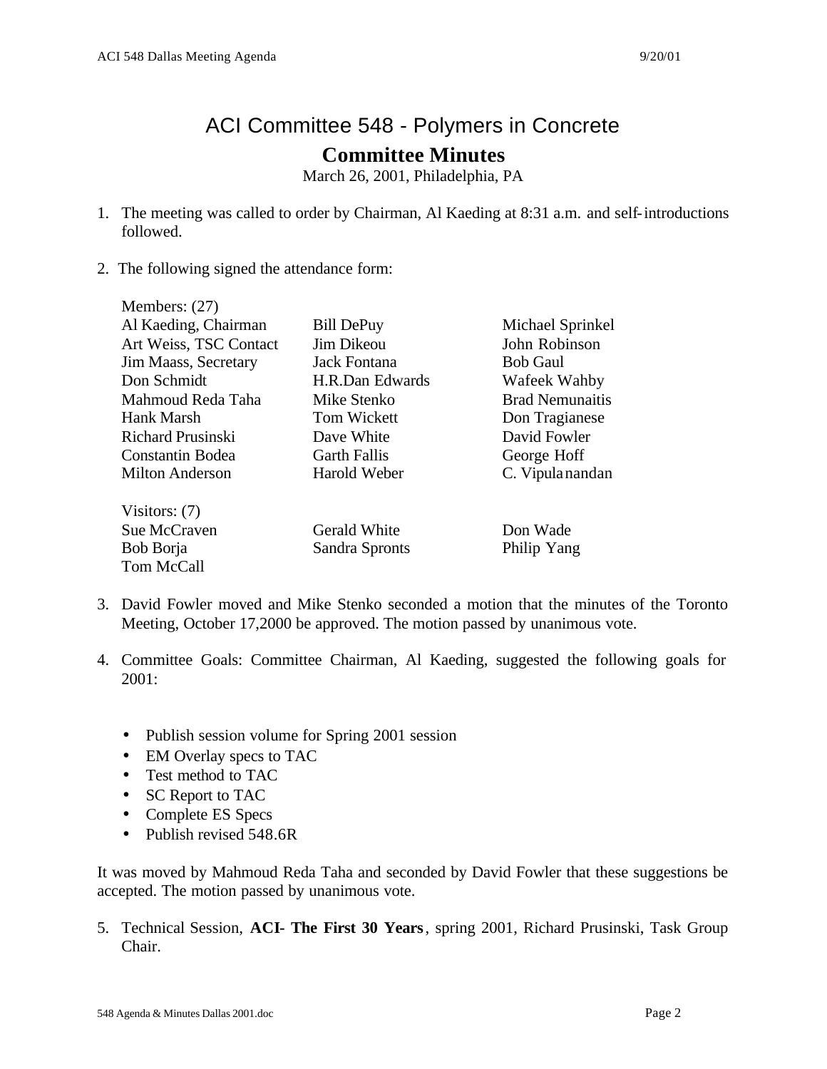# ACI Committee 548 - Polymers in Concrete

## Committee Minutes

March 26, 2001, Philadelphia, PA

1. The meeting was called to order by Chairman, Al Kaeding at 8:31 a.m. and self-introductions followed.

2. The following signed the attendance form:

Members: (27)

| | | |
|---|---|---|
| Al Kaeding, Chairman | Bill DePuy | Michael Sprinkel |
| Art Weiss, TSC Contact | Jim Dikeou | John Robinson |
| Jim Maass, Secretary | Jack Fontana | Bob Gaul |
| Don Schmidt | H.R.Dan Edwards | Wafeek Wahby |
| Mahmoud Reda Taha | Mike Stenko | Brad Nemunaitis |
| Hank Marsh | Tom Wickett | Don Tragianese |
| Richard Prusinski | Dave White | David Fowler |
| Constantin Bodea | Garth Fallis | George Hoff |
| Milton Anderson | Harold Weber | C. Vipulanandan |

Visitors: (7)

| | | |
|---|---|---|
| Sue McCraven | Gerald White | Don Wade |
| Bob Borja | Sandra Spronts | Philip Yang |
| Tom McCall | | |

3. David Fowler moved and Mike Stenko seconded a motion that the minutes of the Toronto Meeting, October 17,2000 be approved. The motion passed by unanimous vote.

4. Committee Goals: Committee Chairman, Al Kaeding, suggested the following goals for 2001:

   - Publish session volume for Spring 2001 session
   - EM Overlay specs to TAC
   - Test method to TAC
   - SC Report to TAC
   - Complete ES Specs
   - Publish revised 548.6R

It was moved by Mahmoud Reda Taha and seconded by David Fowler that these suggestions be accepted. The motion passed by unanimous vote.

5. Technical Session, **ACI- The First 30 Years**, spring 2001, Richard Prusinski, Task Group Chair.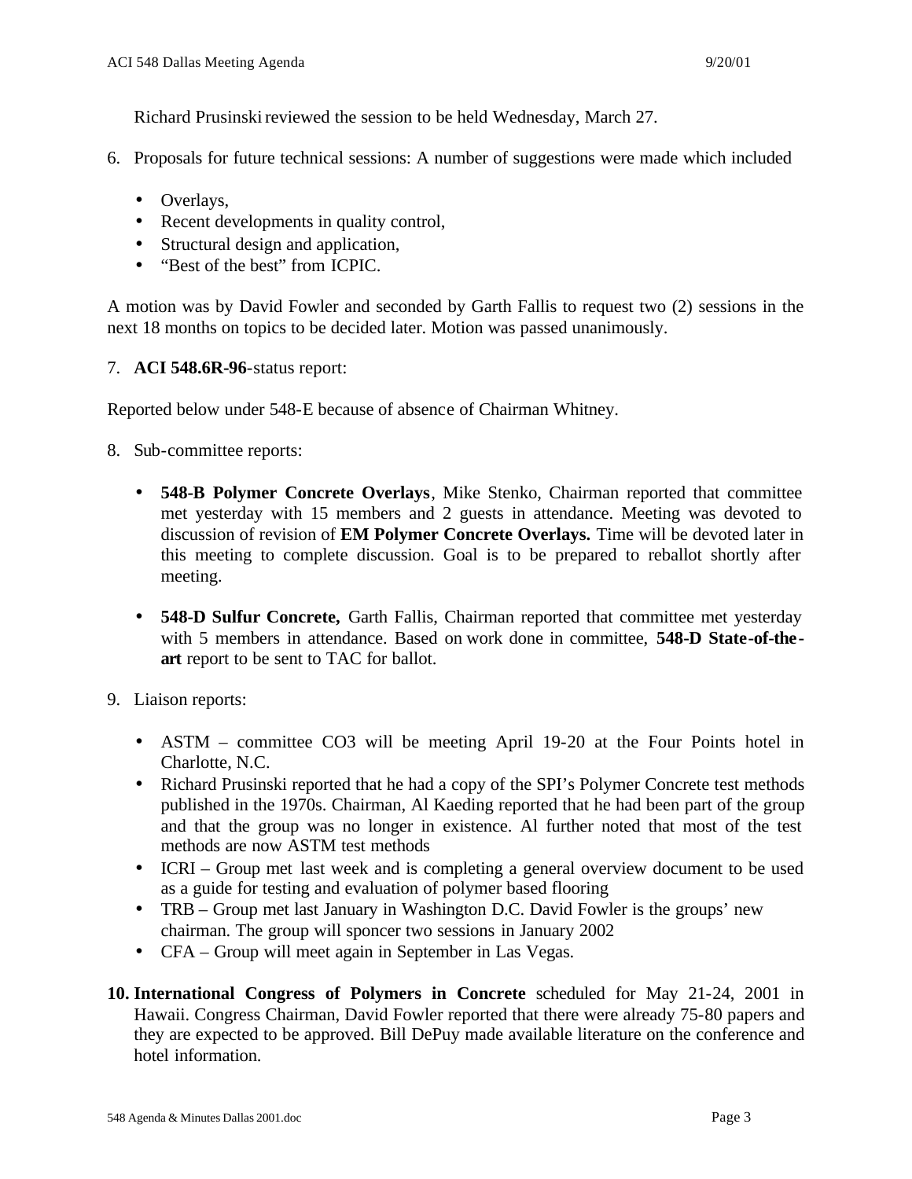Richard Prusinski reviewed the session to be held Wednesday, March 27.

6. Proposals for future technical sessions: A number of suggestions were made which included

   - Overlays,
   - Recent developments in quality control,
   - Structural design and application,
   - "Best of the best" from ICPIC.

A motion was by David Fowler and seconded by Garth Fallis to request two (2) sessions in the next 18 months on topics to be decided later. Motion was passed unanimously.

7. **ACI 548.6R-96**-status report:

Reported below under 548-E because of absence of Chairman Whitney.

8. Sub-committee reports:

   - **548-B Polymer Concrete Overlays**, Mike Stenko, Chairman reported that committee met yesterday with 15 members and 2 guests in attendance. Meeting was devoted to discussion of revision of **EM Polymer Concrete Overlays.** Time will be devoted later in this meeting to complete discussion. Goal is to be prepared to reballot shortly after meeting.

   - **548-D Sulfur Concrete,** Garth Fallis, Chairman reported that committee met yesterday with 5 members in attendance. Based on work done in committee, **548-D State-of-the-art** report to be sent to TAC for ballot.

9. Liaison reports:

   - ASTM – committee CO3 will be meeting April 19-20 at the Four Points hotel in Charlotte, N.C.
   - Richard Prusinski reported that he had a copy of the SPI's Polymer Concrete test methods published in the 1970s. Chairman, Al Kaeding reported that he had been part of the group and that the group was no longer in existence. Al further noted that most of the test methods are now ASTM test methods
   - ICRI – Group met last week and is completing a general overview document to be used as a guide for testing and evaluation of polymer based flooring
   - TRB – Group met last January in Washington D.C. David Fowler is the groups' new chairman. The group will sponcer two sessions in January 2002
   - CFA – Group will meet again in September in Las Vegas.

10. **International Congress of Polymers in Concrete** scheduled for May 21-24, 2001 in Hawaii. Congress Chairman, David Fowler reported that there were already 75-80 papers and they are expected to be approved. Bill DePuy made available literature on the conference and hotel information.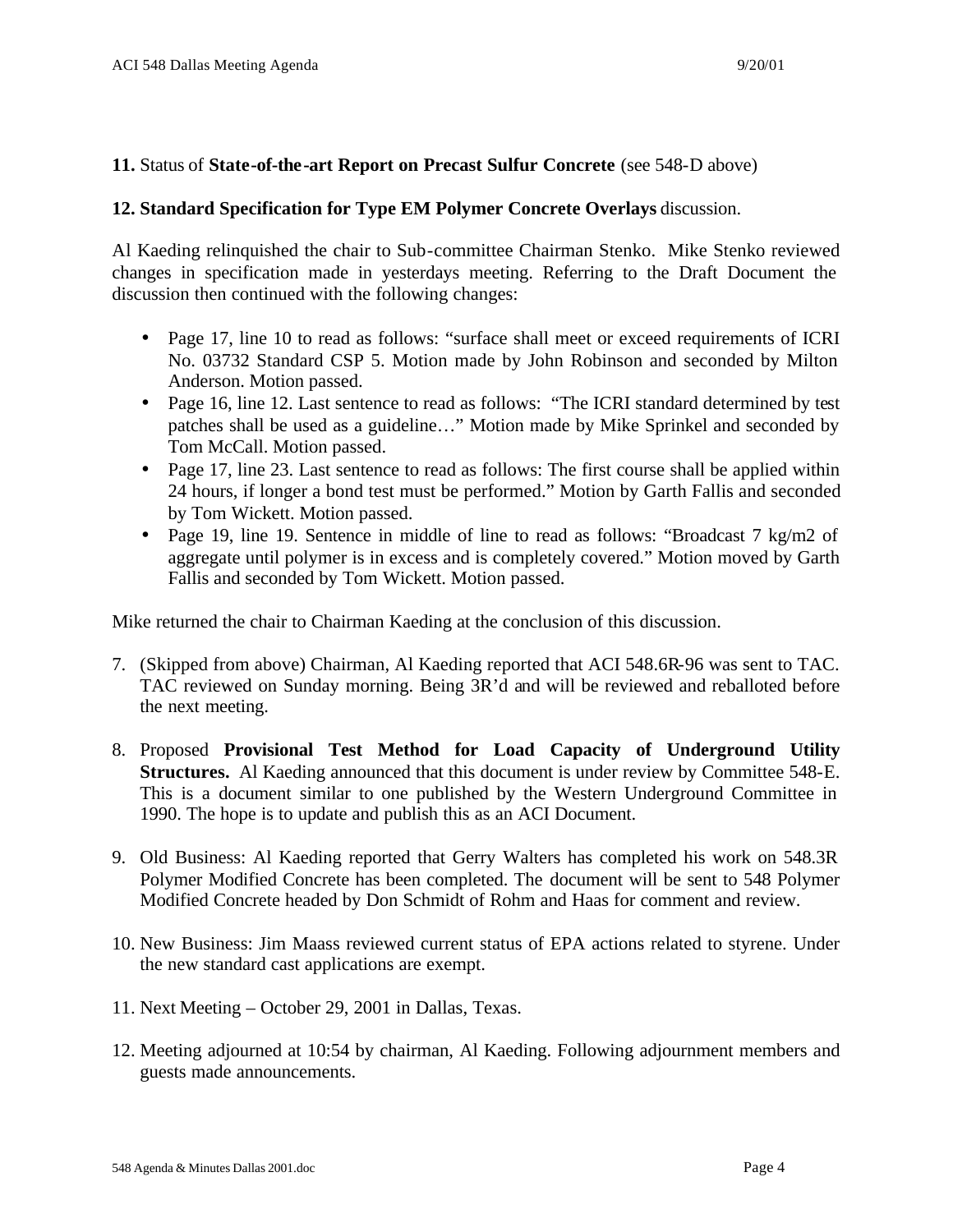**11.** Status of **State-of-the-art Report on Precast Sulfur Concrete** (see 548-D above)

**12. Standard Specification for Type EM Polymer Concrete Overlays** discussion.

Al Kaeding relinquished the chair to Sub-committee Chairman Stenko. Mike Stenko reviewed changes in specification made in yesterdays meeting. Referring to the Draft Document the discussion then continued with the following changes:

- Page 17, line 10 to read as follows: "surface shall meet or exceed requirements of ICRI No. 03732 Standard CSP 5. Motion made by John Robinson and seconded by Milton Anderson. Motion passed.
- Page 16, line 12. Last sentence to read as follows: "The ICRI standard determined by test patches shall be used as a guideline…" Motion made by Mike Sprinkel and seconded by Tom McCall. Motion passed.
- Page 17, line 23. Last sentence to read as follows: The first course shall be applied within 24 hours, if longer a bond test must be performed." Motion by Garth Fallis and seconded by Tom Wickett. Motion passed.
- Page 19, line 19. Sentence in middle of line to read as follows: "Broadcast 7 kg/m2 of aggregate until polymer is in excess and is completely covered." Motion moved by Garth Fallis and seconded by Tom Wickett. Motion passed.

Mike returned the chair to Chairman Kaeding at the conclusion of this discussion.

7. (Skipped from above) Chairman, Al Kaeding reported that ACI 548.6R-96 was sent to TAC. TAC reviewed on Sunday morning. Being 3R'd and will be reviewed and reballoted before the next meeting.

8. Proposed **Provisional Test Method for Load Capacity of Underground Utility Structures.** Al Kaeding announced that this document is under review by Committee 548-E. This is a document similar to one published by the Western Underground Committee in 1990. The hope is to update and publish this as an ACI Document.

9. Old Business: Al Kaeding reported that Gerry Walters has completed his work on 548.3R Polymer Modified Concrete has been completed. The document will be sent to 548 Polymer Modified Concrete headed by Don Schmidt of Rohm and Haas for comment and review.

10. New Business: Jim Maass reviewed current status of EPA actions related to styrene. Under the new standard cast applications are exempt.

11. Next Meeting – October 29, 2001 in Dallas, Texas.

12. Meeting adjourned at 10:54 by chairman, Al Kaeding. Following adjournment members and guests made announcements.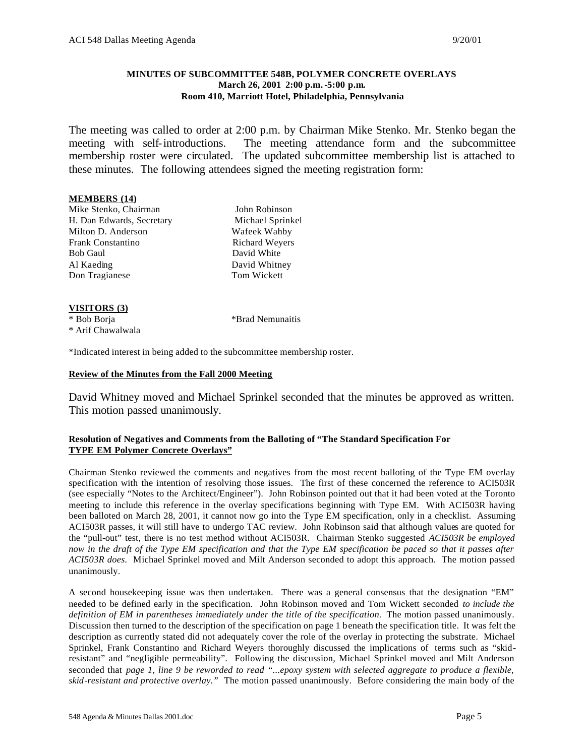**MINUTES OF SUBCOMMITTEE 548B, POLYMER CONCRETE OVERLAYS**
**March 26, 2001 2:00 p.m.-5:00 p.m.**
**Room 410, Marriott Hotel, Philadelphia, Pennsylvania**

The meeting was called to order at 2:00 p.m. by Chairman Mike Stenko. Mr. Stenko began the meeting with self-introductions. The meeting attendance form and the subcommittee membership roster were circulated. The updated subcommittee membership list is attached to these minutes. The following attendees signed the meeting registration form:

**MEMBERS (14)**

| | |
|---|---|
| Mike Stenko, Chairman | John Robinson |
| H. Dan Edwards, Secretary | Michael Sprinkel |
| Milton D. Anderson | Wafeek Wahby |
| Frank Constantino | Richard Weyers |
| Bob Gaul | David White |
| Al Kaeding | David Whitney |
| Don Tragianese | Tom Wickett |

**VISITORS (3)**

| | |
|---|---|
| * Bob Borja | *Brad Nemunaitis |
| * Arif Chawalwala | |

*Indicated interest in being added to the subcommittee membership roster.

**Review of the Minutes from the Fall 2000 Meeting**

David Whitney moved and Michael Sprinkel seconded that the minutes be approved as written. This motion passed unanimously.

**Resolution of Negatives and Comments from the Balloting of "The Standard Specification For TYPE EM Polymer Concrete Overlays"**

Chairman Stenko reviewed the comments and negatives from the most recent balloting of the Type EM overlay specification with the intention of resolving those issues. The first of these concerned the reference to ACI503R (see especially "Notes to the Architect/Engineer"). John Robinson pointed out that it had been voted at the Toronto meeting to include this reference in the overlay specifications beginning with Type EM. With ACI503R having been balloted on March 28, 2001, it cannot now go into the Type EM specification, only in a checklist. Assuming ACI503R passes, it will still have to undergo TAC review. John Robinson said that although values are quoted for the "pull-out" test, there is no test method without ACI503R. Chairman Stenko suggested *ACI503R be employed now in the draft of the Type EM specification and that the Type EM specification be paced so that it passes after ACI503R does.* Michael Sprinkel moved and Milt Anderson seconded to adopt this approach. The motion passed unanimously.

A second housekeeping issue was then undertaken. There was a general consensus that the designation "EM" needed to be defined early in the specification. John Robinson moved and Tom Wickett seconded *to include the definition of EM in parentheses immediately under the title of the specification.* The motion passed unanimously. Discussion then turned to the description of the specification on page 1 beneath the specification title. It was felt the description as currently stated did not adequately cover the role of the overlay in protecting the substrate. Michael Sprinkel, Frank Constantino and Richard Weyers thoroughly discussed the implications of terms such as "skid-resistant" and "negligible permeability". Following the discussion, Michael Sprinkel moved and Milt Anderson seconded that *page 1, line 9 be reworded to read "...epoxy system with selected aggregate to produce a flexible, skid-resistant and protective overlay."* The motion passed unanimously. Before considering the main body of the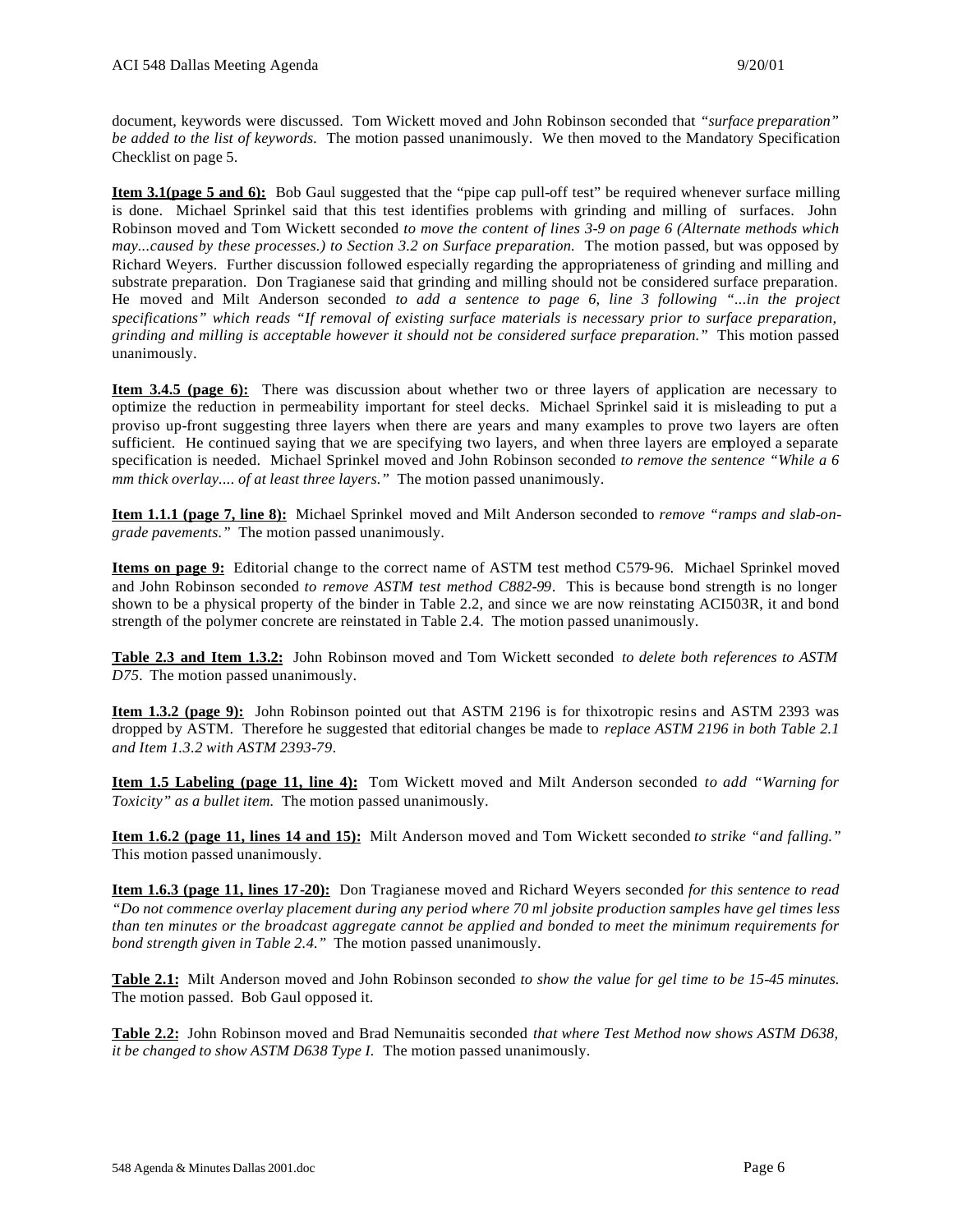document, keywords were discussed. Tom Wickett moved and John Robinson seconded that *"surface preparation" be added to the list of keywords.* The motion passed unanimously. We then moved to the Mandatory Specification Checklist on page 5.

**Item 3.1(page 5 and 6):** Bob Gaul suggested that the "pipe cap pull-off test" be required whenever surface milling is done. Michael Sprinkel said that this test identifies problems with grinding and milling of surfaces. John Robinson moved and Tom Wickett seconded *to move the content of lines 3-9 on page 6 (Alternate methods which may...caused by these processes.) to Section 3.2 on Surface preparation.* The motion passed, but was opposed by Richard Weyers. Further discussion followed especially regarding the appropriateness of grinding and milling and substrate preparation. Don Tragianese said that grinding and milling should not be considered surface preparation. He moved and Milt Anderson seconded *to add a sentence to page 6, line 3 following "...in the project specifications" which reads "If removal of existing surface materials is necessary prior to surface preparation, grinding and milling is acceptable however it should not be considered surface preparation."* This motion passed unanimously.

**Item 3.4.5 (page 6):** There was discussion about whether two or three layers of application are necessary to optimize the reduction in permeability important for steel decks. Michael Sprinkel said it is misleading to put a proviso up-front suggesting three layers when there are years and many examples to prove two layers are often sufficient. He continued saying that we are specifying two layers, and when three layers are employed a separate specification is needed. Michael Sprinkel moved and John Robinson seconded *to remove the sentence "While a 6 mm thick overlay.... of at least three layers."* The motion passed unanimously.

**Item 1.1.1 (page 7, line 8):** Michael Sprinkel moved and Milt Anderson seconded to *remove "ramps and slab-on-grade pavements."* The motion passed unanimously.

**Items on page 9:** Editorial change to the correct name of ASTM test method C579-96. Michael Sprinkel moved and John Robinson seconded *to remove ASTM test method C882-99*. This is because bond strength is no longer shown to be a physical property of the binder in Table 2.2, and since we are now reinstating ACI503R, it and bond strength of the polymer concrete are reinstated in Table 2.4. The motion passed unanimously.

**Table 2.3 and Item 1.3.2:** John Robinson moved and Tom Wickett seconded *to delete both references to ASTM D75*. The motion passed unanimously.

**Item 1.3.2 (page 9):** John Robinson pointed out that ASTM 2196 is for thixotropic resins and ASTM 2393 was dropped by ASTM. Therefore he suggested that editorial changes be made to *replace ASTM 2196 in both Table 2.1 and Item 1.3.2 with ASTM 2393-79*.

**Item 1.5 Labeling (page 11, line 4):** Tom Wickett moved and Milt Anderson seconded *to add "Warning for Toxicity" as a bullet item.* The motion passed unanimously.

**Item 1.6.2 (page 11, lines 14 and 15):** Milt Anderson moved and Tom Wickett seconded *to strike "and falling."* This motion passed unanimously.

**Item 1.6.3 (page 11, lines 17-20):** Don Tragianese moved and Richard Weyers seconded *for this sentence to read "Do not commence overlay placement during any period where 70 ml jobsite production samples have gel times less than ten minutes or the broadcast aggregate cannot be applied and bonded to meet the minimum requirements for bond strength given in Table 2.4."* The motion passed unanimously.

**Table 2.1:** Milt Anderson moved and John Robinson seconded *to show the value for gel time to be 15-45 minutes.* The motion passed. Bob Gaul opposed it.

**Table 2.2:** John Robinson moved and Brad Nemunaitis seconded *that where Test Method now shows ASTM D638, it be changed to show ASTM D638 Type I.* The motion passed unanimously.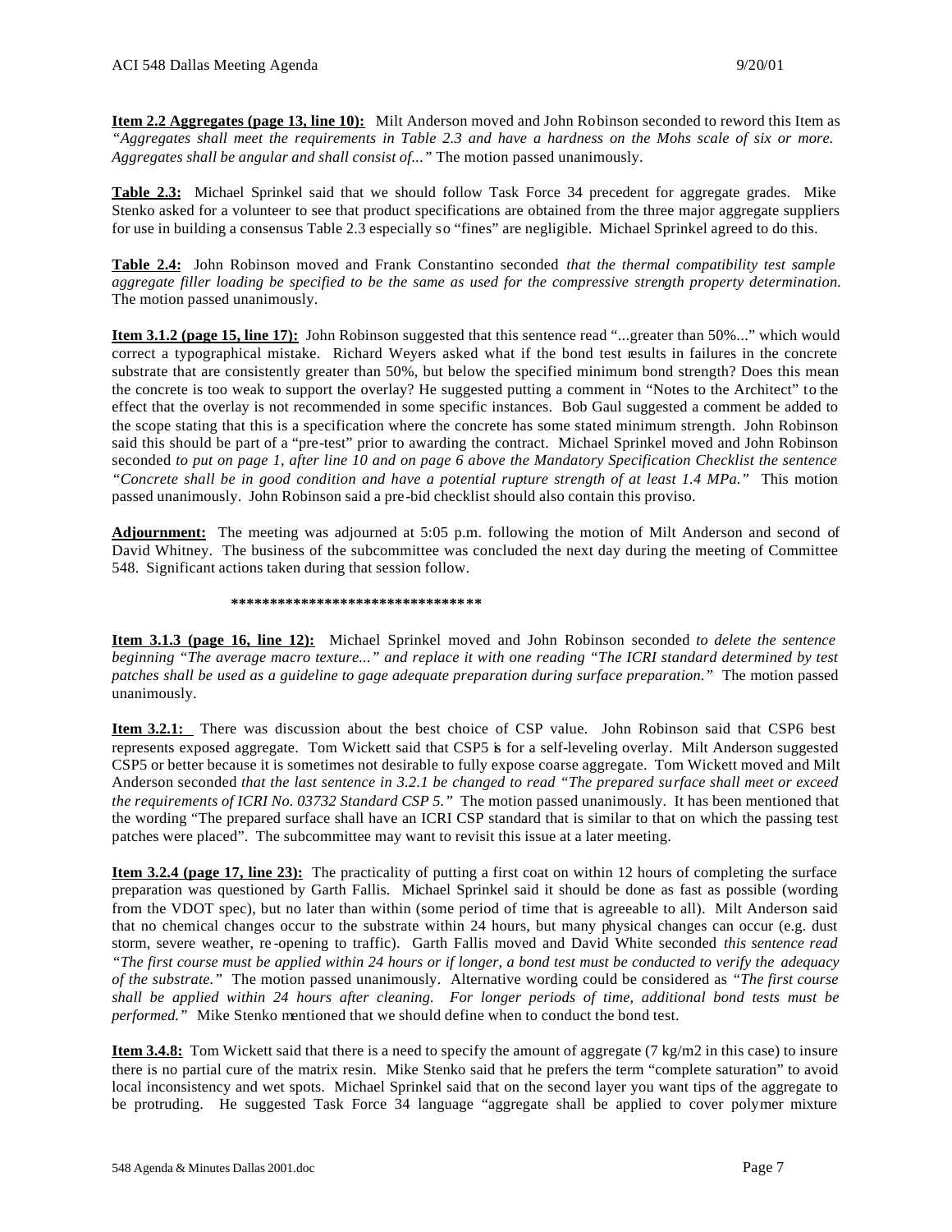**Item 2.2 Aggregates (page 13, line 10):** Milt Anderson moved and John Robinson seconded to reword this Item as *"Aggregates shall meet the requirements in Table 2.3 and have a hardness on the Mohs scale of six or more. Aggregates shall be angular and shall consist of..."* The motion passed unanimously.

**Table 2.3:** Michael Sprinkel said that we should follow Task Force 34 precedent for aggregate grades. Mike Stenko asked for a volunteer to see that product specifications are obtained from the three major aggregate suppliers for use in building a consensus Table 2.3 especially so "fines" are negligible. Michael Sprinkel agreed to do this.

**Table 2.4:** John Robinson moved and Frank Constantino seconded *that the thermal compatibility test sample aggregate filler loading be specified to be the same as used for the compressive strength property determination.* The motion passed unanimously.

**Item 3.1.2 (page 15, line 17):** John Robinson suggested that this sentence read "...greater than 50%..." which would correct a typographical mistake. Richard Weyers asked what if the bond test results in failures in the concrete substrate that are consistently greater than 50%, but below the specified minimum bond strength? Does this mean the concrete is too weak to support the overlay? He suggested putting a comment in "Notes to the Architect" to the effect that the overlay is not recommended in some specific instances. Bob Gaul suggested a comment be added to the scope stating that this is a specification where the concrete has some stated minimum strength. John Robinson said this should be part of a "pre-test" prior to awarding the contract. Michael Sprinkel moved and John Robinson seconded *to put on page 1, after line 10 and on page 6 above the Mandatory Specification Checklist the sentence "Concrete shall be in good condition and have a potential rupture strength of at least 1.4 MPa."* This motion passed unanimously. John Robinson said a pre-bid checklist should also contain this proviso.

**Adjournment:** The meeting was adjourned at 5:05 p.m. following the motion of Milt Anderson and second of David Whitney. The business of the subcommittee was concluded the next day during the meeting of Committee 548. Significant actions taken during that session follow.

********************************

**Item 3.1.3 (page 16, line 12):** Michael Sprinkel moved and John Robinson seconded *to delete the sentence beginning "The average macro texture..." and replace it with one reading "The ICRI standard determined by test patches shall be used as a guideline to gage adequate preparation during surface preparation."* The motion passed unanimously.

**Item 3.2.1:** There was discussion about the best choice of CSP value. John Robinson said that CSP6 best represents exposed aggregate. Tom Wickett said that CSP5 is for a self-leveling overlay. Milt Anderson suggested CSP5 or better because it is sometimes not desirable to fully expose coarse aggregate. Tom Wickett moved and Milt Anderson seconded *that the last sentence in 3.2.1 be changed to read "The prepared surface shall meet or exceed the requirements of ICRI No. 03732 Standard CSP 5."* The motion passed unanimously. It has been mentioned that the wording "The prepared surface shall have an ICRI CSP standard that is similar to that on which the passing test patches were placed". The subcommittee may want to revisit this issue at a later meeting.

**Item 3.2.4 (page 17, line 23):** The practicality of putting a first coat on within 12 hours of completing the surface preparation was questioned by Garth Fallis. Michael Sprinkel said it should be done as fast as possible (wording from the VDOT spec), but no later than within (some period of time that is agreeable to all). Milt Anderson said that no chemical changes occur to the substrate within 24 hours, but many physical changes can occur (e.g. dust storm, severe weather, re-opening to traffic). Garth Fallis moved and David White seconded *this sentence read "The first course must be applied within 24 hours or if longer, a bond test must be conducted to verify the adequacy of the substrate."* The motion passed unanimously. Alternative wording could be considered as *"The first course shall be applied within 24 hours after cleaning. For longer periods of time, additional bond tests must be performed."* Mike Stenko mentioned that we should define when to conduct the bond test.

**Item 3.4.8:** Tom Wickett said that there is a need to specify the amount of aggregate (7 kg/m2 in this case) to insure there is no partial cure of the matrix resin. Mike Stenko said that he prefers the term "complete saturation" to avoid local inconsistency and wet spots. Michael Sprinkel said that on the second layer you want tips of the aggregate to be protruding. He suggested Task Force 34 language "aggregate shall be applied to cover polymer mixture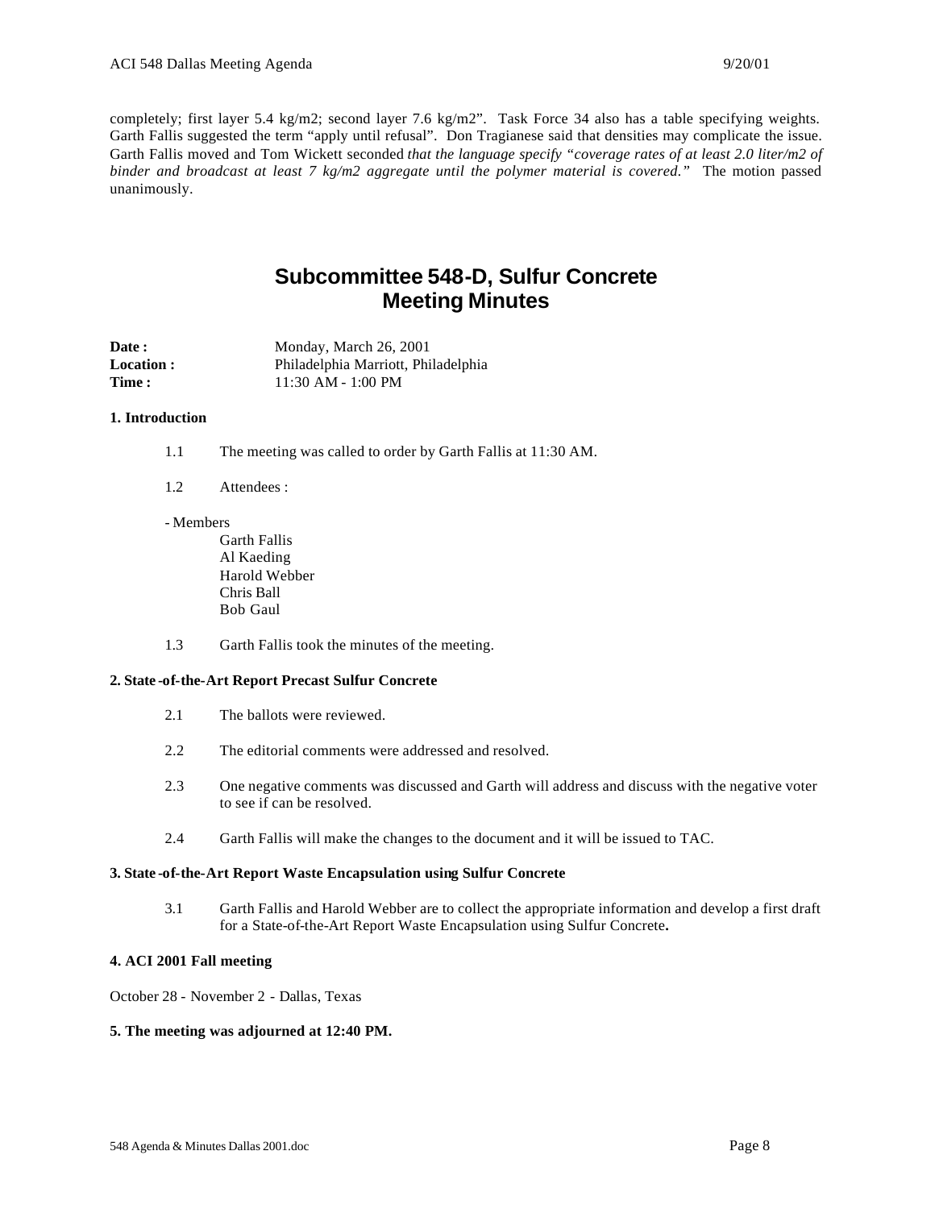completely; first layer 5.4 kg/m2; second layer 7.6 kg/m2". Task Force 34 also has a table specifying weights. Garth Fallis suggested the term "apply until refusal". Don Tragianese said that densities may complicate the issue. Garth Fallis moved and Tom Wickett seconded *that the language specify "coverage rates of at least 2.0 liter/m2 of binder and broadcast at least 7 kg/m2 aggregate until the polymer material is covered."* The motion passed unanimously.

# Subcommittee 548-D, Sulfur Concrete Meeting Minutes

**Date :** Monday, March 26, 2001
**Location :** Philadelphia Marriott, Philadelphia
**Time :** 11:30 AM - 1:00 PM

**1. Introduction**

1.1 The meeting was called to order by Garth Fallis at 11:30 AM.

1.2 Attendees :

- Members
  - Garth Fallis
  - Al Kaeding
  - Harold Webber
  - Chris Ball
  - Bob Gaul

1.3 Garth Fallis took the minutes of the meeting.

**2. State-of-the-Art Report Precast Sulfur Concrete**

2.1 The ballots were reviewed.

2.2 The editorial comments were addressed and resolved.

2.3 One negative comments was discussed and Garth will address and discuss with the negative voter to see if can be resolved.

2.4 Garth Fallis will make the changes to the document and it will be issued to TAC.

**3. State-of-the-Art Report Waste Encapsulation using Sulfur Concrete**

3.1 Garth Fallis and Harold Webber are to collect the appropriate information and develop a first draft for a State-of-the-Art Report Waste Encapsulation using Sulfur Concrete**.**

**4. ACI 2001 Fall meeting**

October 28 - November 2 - Dallas, Texas

**5. The meeting was adjourned at 12:40 PM.**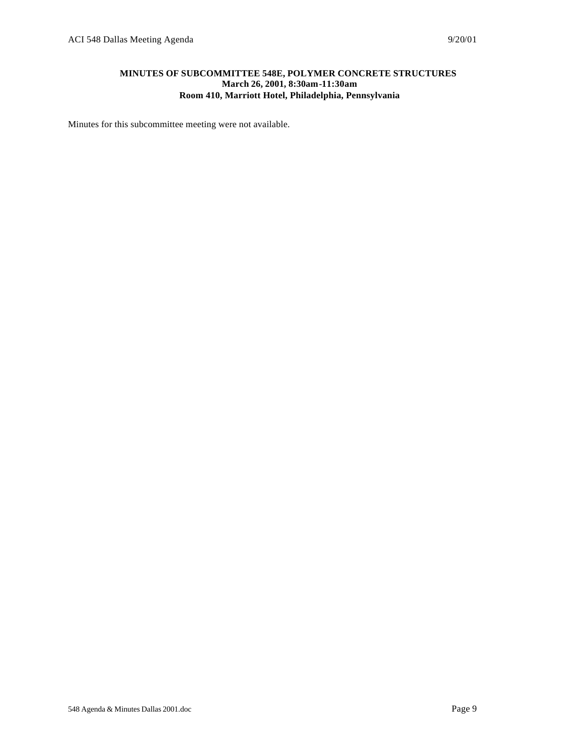**MINUTES OF SUBCOMMITTEE 548E, POLYMER CONCRETE STRUCTURES**
**March 26, 2001, 8:30am-11:30am**
**Room 410, Marriott Hotel, Philadelphia, Pennsylvania**

Minutes for this subcommittee meeting were not available.